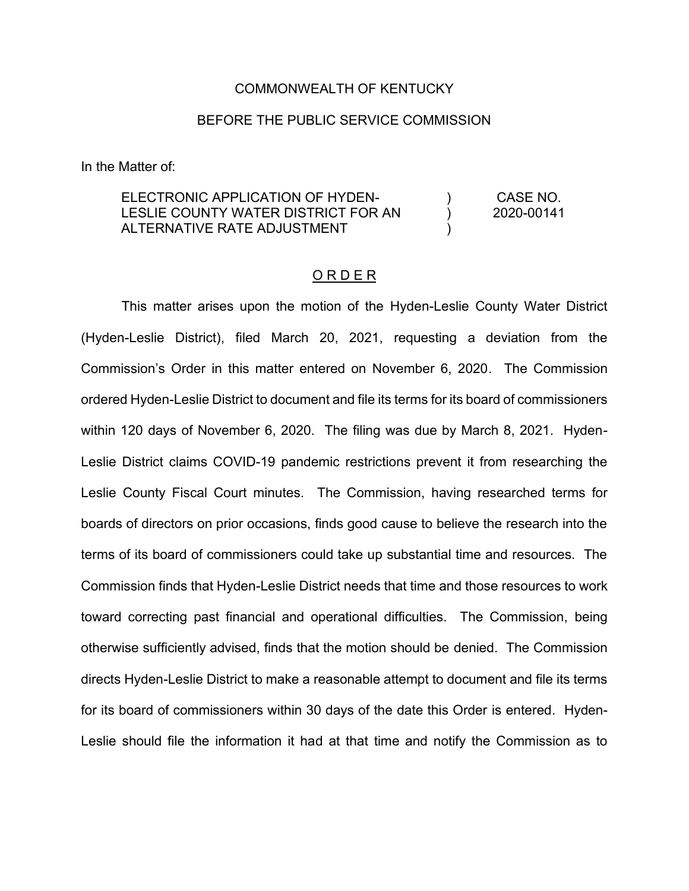COMMONWEALTH OF KENTUCKY

BEFORE THE PUBLIC SERVICE COMMISSION

In the Matter of:

| | | |
|---|---|---|
| ELECTRONIC APPLICATION OF HYDEN-LESLIE COUNTY WATER DISTRICT FOR AN ALTERNATIVE RATE ADJUSTMENT | )<br>)<br>) | CASE NO.<br>2020-00141 |

<u>O R D E R</u>

This matter arises upon the motion of the Hyden-Leslie County Water District (Hyden-Leslie District), filed March 20, 2021, requesting a deviation from the Commission's Order in this matter entered on November 6, 2020. The Commission ordered Hyden-Leslie District to document and file its terms for its board of commissioners within 120 days of November 6, 2020. The filing was due by March 8, 2021. Hyden-Leslie District claims COVID-19 pandemic restrictions prevent it from researching the Leslie County Fiscal Court minutes. The Commission, having researched terms for boards of directors on prior occasions, finds good cause to believe the research into the terms of its board of commissioners could take up substantial time and resources. The Commission finds that Hyden-Leslie District needs that time and those resources to work toward correcting past financial and operational difficulties. The Commission, being otherwise sufficiently advised, finds that the motion should be denied. The Commission directs Hyden-Leslie District to make a reasonable attempt to document and file its terms for its board of commissioners within 30 days of the date this Order is entered. Hyden-Leslie should file the information it had at that time and notify the Commission as to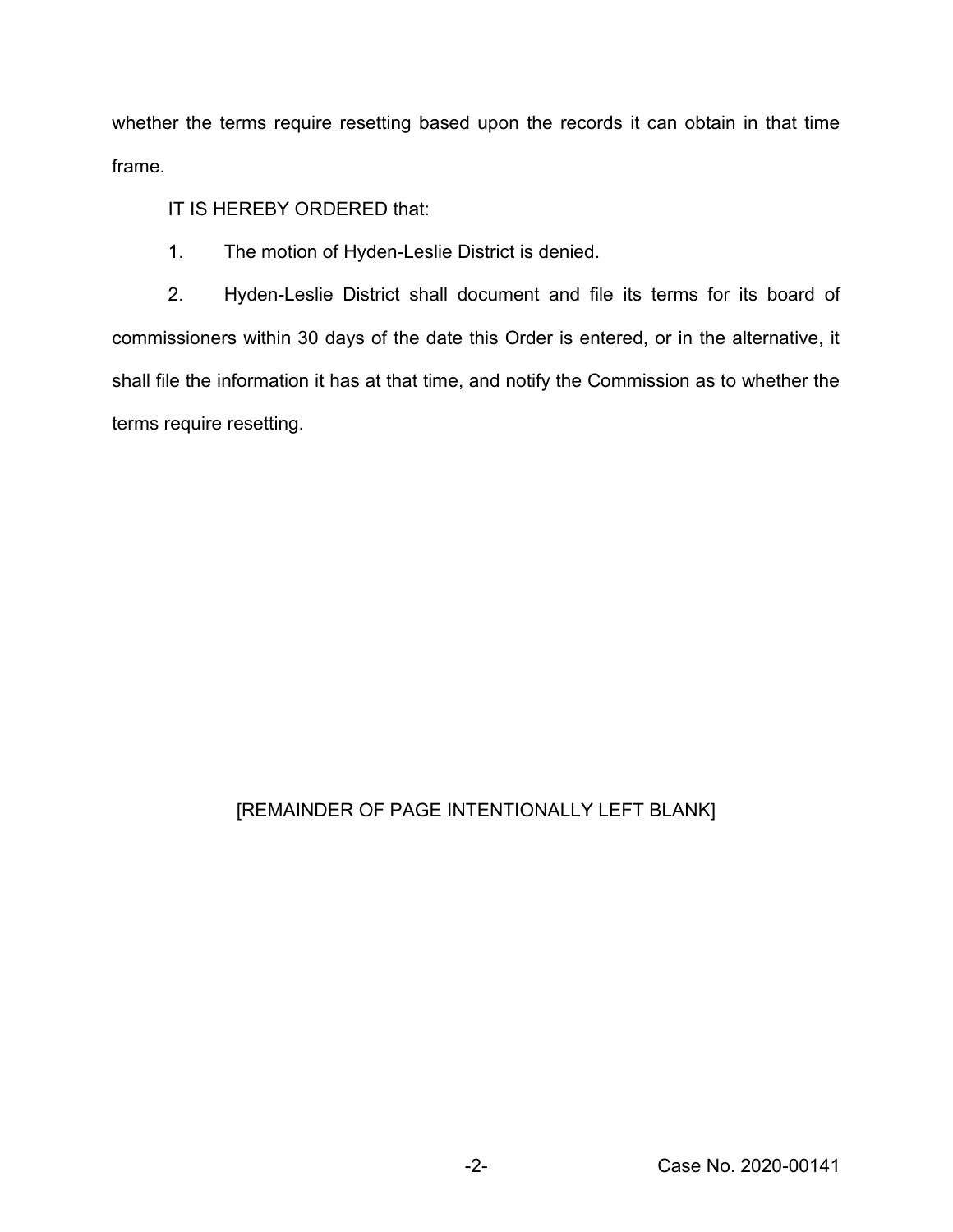whether the terms require resetting based upon the records it can obtain in that time frame.

IT IS HEREBY ORDERED that:

1. The motion of Hyden-Leslie District is denied.

2. Hyden-Leslie District shall document and file its terms for its board of commissioners within 30 days of the date this Order is entered, or in the alternative, it shall file the information it has at that time, and notify the Commission as to whether the terms require resetting.

[REMAINDER OF PAGE INTENTIONALLY LEFT BLANK]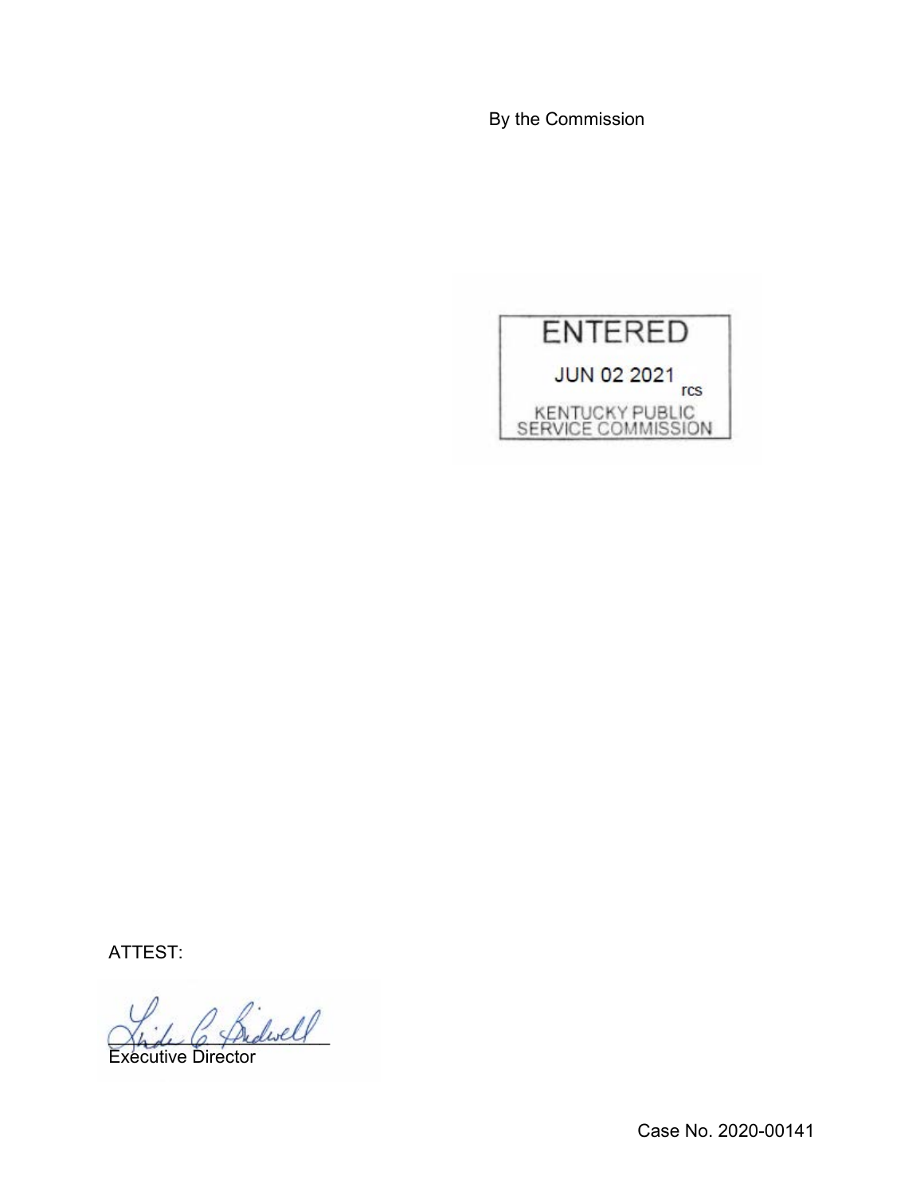By the Commission

ENTERED

JUN 02 2021

rcs

KENTUCKY PUBLIC SERVICE COMMISSION

ATTEST:

Executive Director

Case No. 2020-00141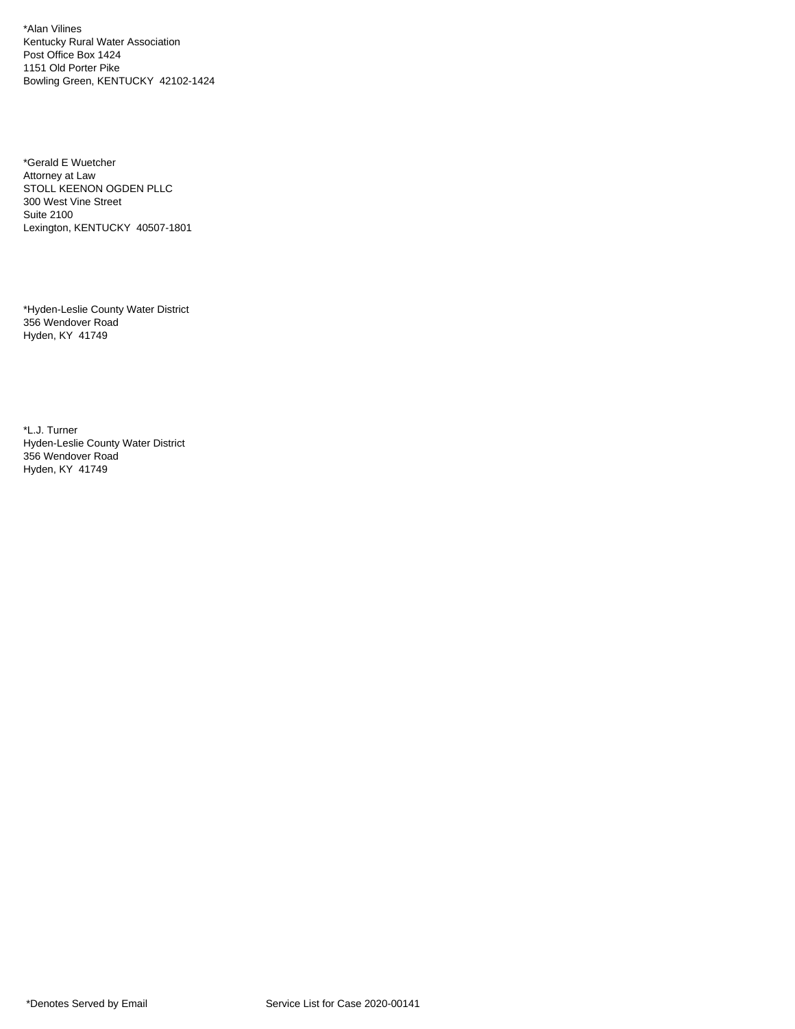*Alan Vilines
Kentucky Rural Water Association
Post Office Box 1424
1151 Old Porter Pike
Bowling Green, KENTUCKY 42102-1424

*Gerald E Wuetcher
Attorney at Law
STOLL KEENON OGDEN PLLC
300 West Vine Street
Suite 2100
Lexington, KENTUCKY 40507-1801

*Hyden-Leslie County Water District
356 Wendover Road
Hyden, KY 41749

*L.J. Turner
Hyden-Leslie County Water District
356 Wendover Road
Hyden, KY 41749

*Denotes Served by Email

Service List for Case 2020-00141